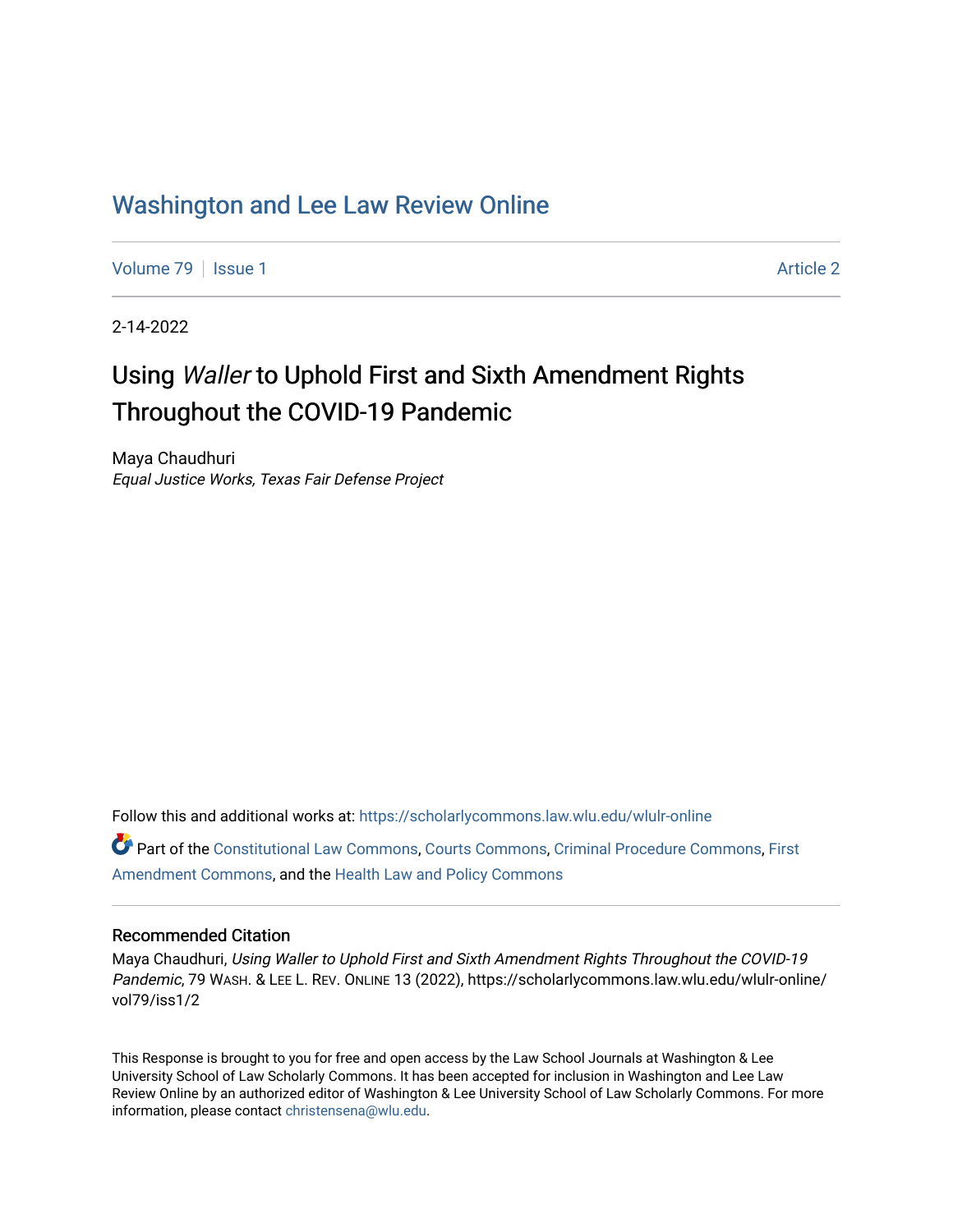Washington and Lee Law Review Online

Volume 79 | Issue 1 | Article 2

2-14-2022

# Using *Waller* to Uphold First and Sixth Amendment Rights Throughout the COVID-19 Pandemic

Maya Chaudhuri
*Equal Justice Works, Texas Fair Defense Project*

Follow this and additional works at: https://scholarlycommons.law.wlu.edu/wlulr-online

Part of the Constitutional Law Commons, Courts Commons, Criminal Procedure Commons, First Amendment Commons, and the Health Law and Policy Commons

## Recommended Citation

Maya Chaudhuri, *Using Waller to Uphold First and Sixth Amendment Rights Throughout the COVID-19 Pandemic*, 79 WASH. & LEE L. REV. ONLINE 13 (2022), https://scholarlycommons.law.wlu.edu/wlulr-online/vol79/iss1/2

This Response is brought to you for free and open access by the Law School Journals at Washington & Lee University School of Law Scholarly Commons. It has been accepted for inclusion in Washington and Lee Law Review Online by an authorized editor of Washington & Lee University School of Law Scholarly Commons. For more information, please contact christensena@wlu.edu.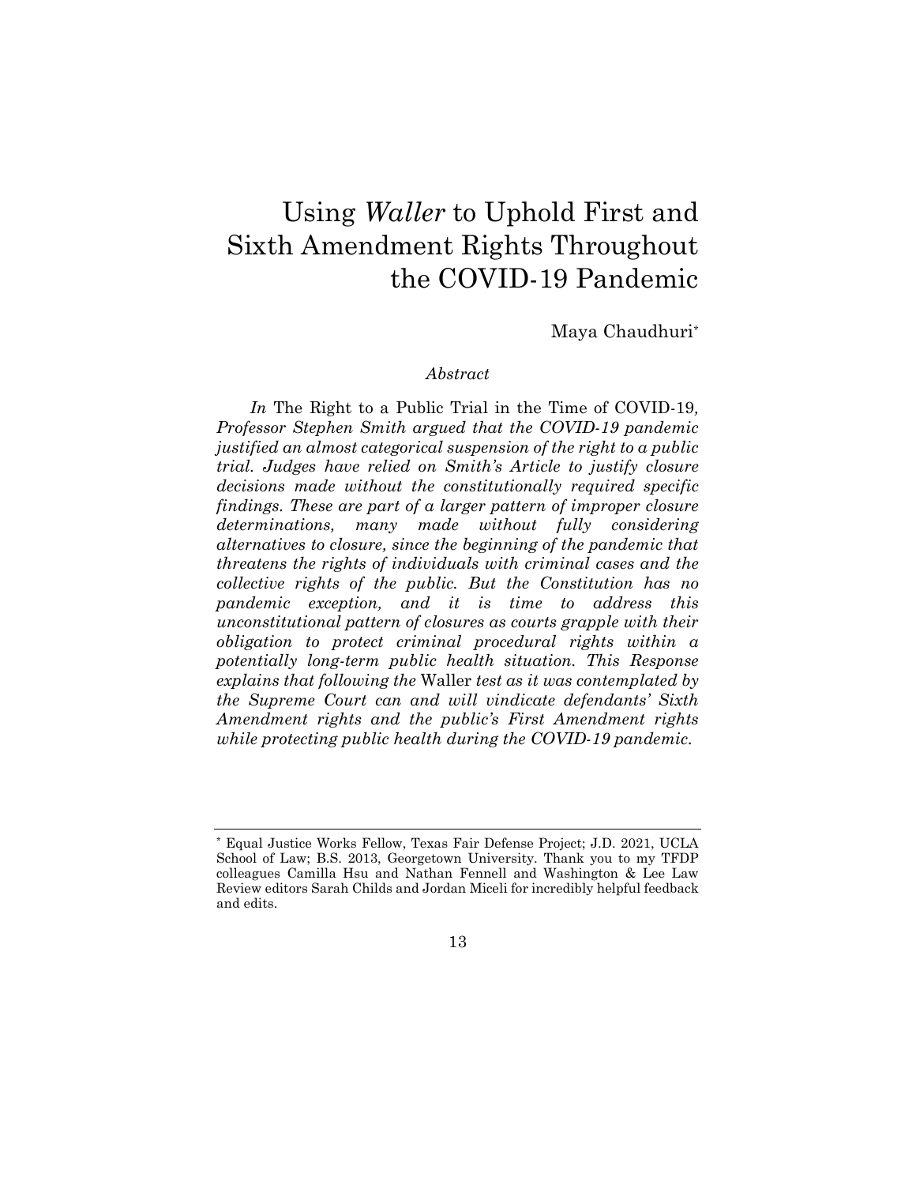# Using *Waller* to Uphold First and Sixth Amendment Rights Throughout the COVID-19 Pandemic

Maya Chaudhuri*

*Abstract*

*In* The Right to a Public Trial in the Time of COVID-19*, Professor Stephen Smith argued that the COVID-19 pandemic justified an almost categorical suspension of the right to a public trial. Judges have relied on Smith's Article to justify closure decisions made without the constitutionally required specific findings. These are part of a larger pattern of improper closure determinations, many made without fully considering alternatives to closure, since the beginning of the pandemic that threatens the rights of individuals with criminal cases and the collective rights of the public. But the Constitution has no pandemic exception, and it is time to address this unconstitutional pattern of closures as courts grapple with their obligation to protect criminal procedural rights within a potentially long-term public health situation. This Response explains that following the* Waller *test as it was contemplated by the Supreme Court can and will vindicate defendants' Sixth Amendment rights and the public's First Amendment rights while protecting public health during the COVID-19 pandemic.*

---

\* Equal Justice Works Fellow, Texas Fair Defense Project; J.D. 2021, UCLA School of Law; B.S. 2013, Georgetown University. Thank you to my TFDP colleagues Camilla Hsu and Nathan Fennell and Washington & Lee Law Review editors Sarah Childs and Jordan Miceli for incredibly helpful feedback and edits.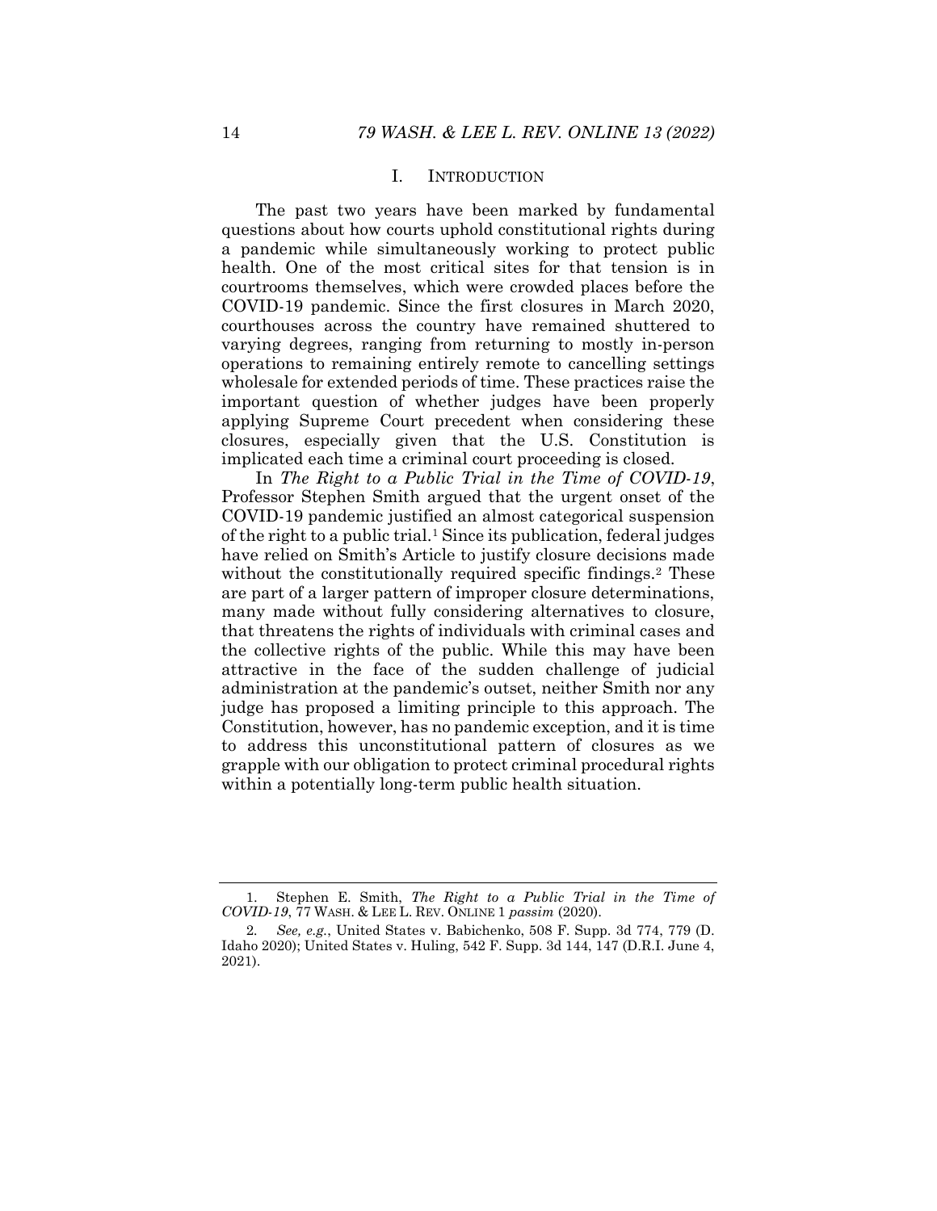## I. INTRODUCTION

The past two years have been marked by fundamental questions about how courts uphold constitutional rights during a pandemic while simultaneously working to protect public health. One of the most critical sites for that tension is in courtrooms themselves, which were crowded places before the COVID-19 pandemic. Since the first closures in March 2020, courthouses across the country have remained shuttered to varying degrees, ranging from returning to mostly in-person operations to remaining entirely remote to cancelling settings wholesale for extended periods of time. These practices raise the important question of whether judges have been properly applying Supreme Court precedent when considering these closures, especially given that the U.S. Constitution is implicated each time a criminal court proceeding is closed.

In *The Right to a Public Trial in the Time of COVID-19*, Professor Stephen Smith argued that the urgent onset of the COVID-19 pandemic justified an almost categorical suspension of the right to a public trial.[1] Since its publication, federal judges have relied on Smith's Article to justify closure decisions made without the constitutionally required specific findings.[2] These are part of a larger pattern of improper closure determinations, many made without fully considering alternatives to closure, that threatens the rights of individuals with criminal cases and the collective rights of the public. While this may have been attractive in the face of the sudden challenge of judicial administration at the pandemic's outset, neither Smith nor any judge has proposed a limiting principle to this approach. The Constitution, however, has no pandemic exception, and it is time to address this unconstitutional pattern of closures as we grapple with our obligation to protect criminal procedural rights within a potentially long-term public health situation.

---

1. Stephen E. Smith, *The Right to a Public Trial in the Time of COVID-19*, 77 WASH. & LEE L. REV. ONLINE 1 *passim* (2020).

2. *See, e.g.*, United States v. Babichenko, 508 F. Supp. 3d 774, 779 (D. Idaho 2020); United States v. Huling, 542 F. Supp. 3d 144, 147 (D.R.I. June 4, 2021).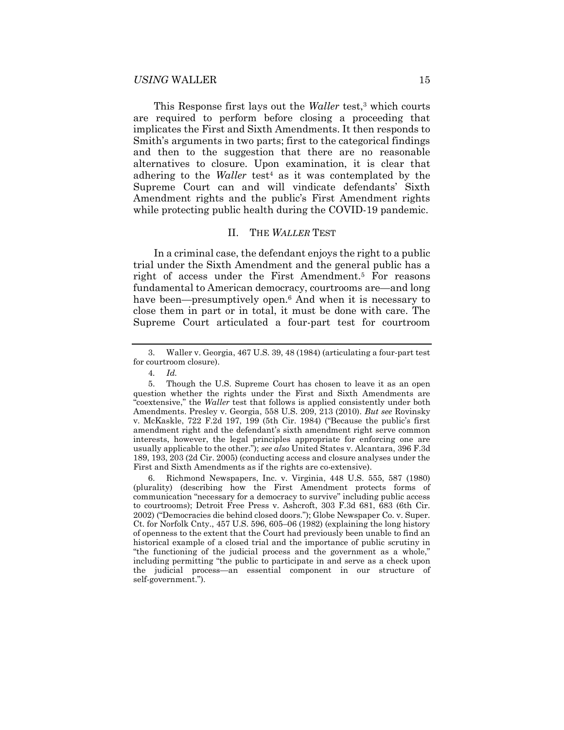This Response first lays out the *Waller* test,[3] which courts are required to perform before closing a proceeding that implicates the First and Sixth Amendments. It then responds to Smith's arguments in two parts; first to the categorical findings and then to the suggestion that there are no reasonable alternatives to closure. Upon examination, it is clear that adhering to the *Waller* test[4] as it was contemplated by the Supreme Court can and will vindicate defendants' Sixth Amendment rights and the public's First Amendment rights while protecting public health during the COVID-19 pandemic.

## II. THE *WALLER* TEST

In a criminal case, the defendant enjoys the right to a public trial under the Sixth Amendment and the general public has a right of access under the First Amendment.[5] For reasons fundamental to American democracy, courtrooms are—and long have been—presumptively open.[6] And when it is necessary to close them in part or in total, it must be done with care. The Supreme Court articulated a four-part test for courtroom

---

3. Waller v. Georgia, 467 U.S. 39, 48 (1984) (articulating a four-part test for courtroom closure).

4. *Id.*

5. Though the U.S. Supreme Court has chosen to leave it as an open question whether the rights under the First and Sixth Amendments are "coextensive," the *Waller* test that follows is applied consistently under both Amendments. Presley v. Georgia, 558 U.S. 209, 213 (2010). *But see* Rovinsky v. McKaskle, 722 F.2d 197, 199 (5th Cir. 1984) ("Because the public's first amendment right and the defendant's sixth amendment right serve common interests, however, the legal principles appropriate for enforcing one are usually applicable to the other."); *see also* United States v. Alcantara, 396 F.3d 189, 193, 203 (2d Cir. 2005) (conducting access and closure analyses under the First and Sixth Amendments as if the rights are co-extensive).

6. Richmond Newspapers, Inc. v. Virginia, 448 U.S. 555, 587 (1980) (plurality) (describing how the First Amendment protects forms of communication "necessary for a democracy to survive" including public access to courtrooms); Detroit Free Press v. Ashcroft, 303 F.3d 681, 683 (6th Cir. 2002) ("Democracies die behind closed doors."); Globe Newspaper Co. v. Super. Ct. for Norfolk Cnty., 457 U.S. 596, 605–06 (1982) (explaining the long history of openness to the extent that the Court had previously been unable to find an historical example of a closed trial and the importance of public scrutiny in "the functioning of the judicial process and the government as a whole," including permitting "the public to participate in and serve as a check upon the judicial process—an essential component in our structure of self-government.").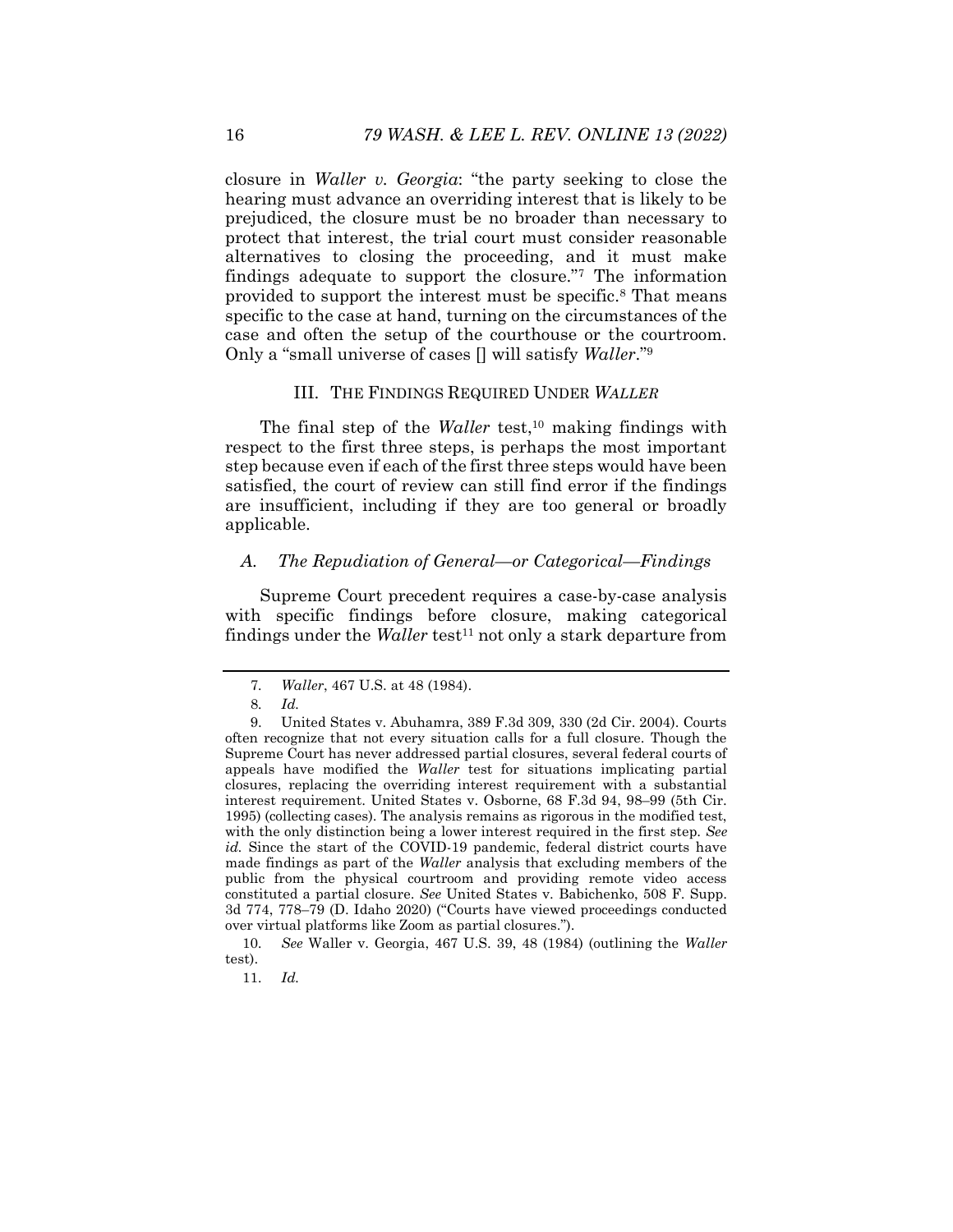closure in *Waller v. Georgia*: "the party seeking to close the hearing must advance an overriding interest that is likely to be prejudiced, the closure must be no broader than necessary to protect that interest, the trial court must consider reasonable alternatives to closing the proceeding, and it must make findings adequate to support the closure."[7] The information provided to support the interest must be specific.[8] That means specific to the case at hand, turning on the circumstances of the case and often the setup of the courthouse or the courtroom. Only a "small universe of cases [] will satisfy *Waller*."[9]

## III. THE FINDINGS REQUIRED UNDER *WALLER*

The final step of the *Waller* test,[10] making findings with respect to the first three steps, is perhaps the most important step because even if each of the first three steps would have been satisfied, the court of review can still find error if the findings are insufficient, including if they are too general or broadly applicable.

### *A. The Repudiation of General—or Categorical—Findings*

Supreme Court precedent requires a case-by-case analysis with specific findings before closure, making categorical findings under the *Waller* test[11] not only a stark departure from

---

7. *Waller*, 467 U.S. at 48 (1984).

8. *Id.*

9. United States v. Abuhamra, 389 F.3d 309, 330 (2d Cir. 2004). Courts often recognize that not every situation calls for a full closure. Though the Supreme Court has never addressed partial closures, several federal courts of appeals have modified the *Waller* test for situations implicating partial closures, replacing the overriding interest requirement with a substantial interest requirement. United States v. Osborne, 68 F.3d 94, 98–99 (5th Cir. 1995) (collecting cases). The analysis remains as rigorous in the modified test, with the only distinction being a lower interest required in the first step. *See id.* Since the start of the COVID-19 pandemic, federal district courts have made findings as part of the *Waller* analysis that excluding members of the public from the physical courtroom and providing remote video access constituted a partial closure. *See* United States v. Babichenko, 508 F. Supp. 3d 774, 778–79 (D. Idaho 2020) ("Courts have viewed proceedings conducted over virtual platforms like Zoom as partial closures.").

10. *See* Waller v. Georgia, 467 U.S. 39, 48 (1984) (outlining the *Waller* test).

11. *Id.*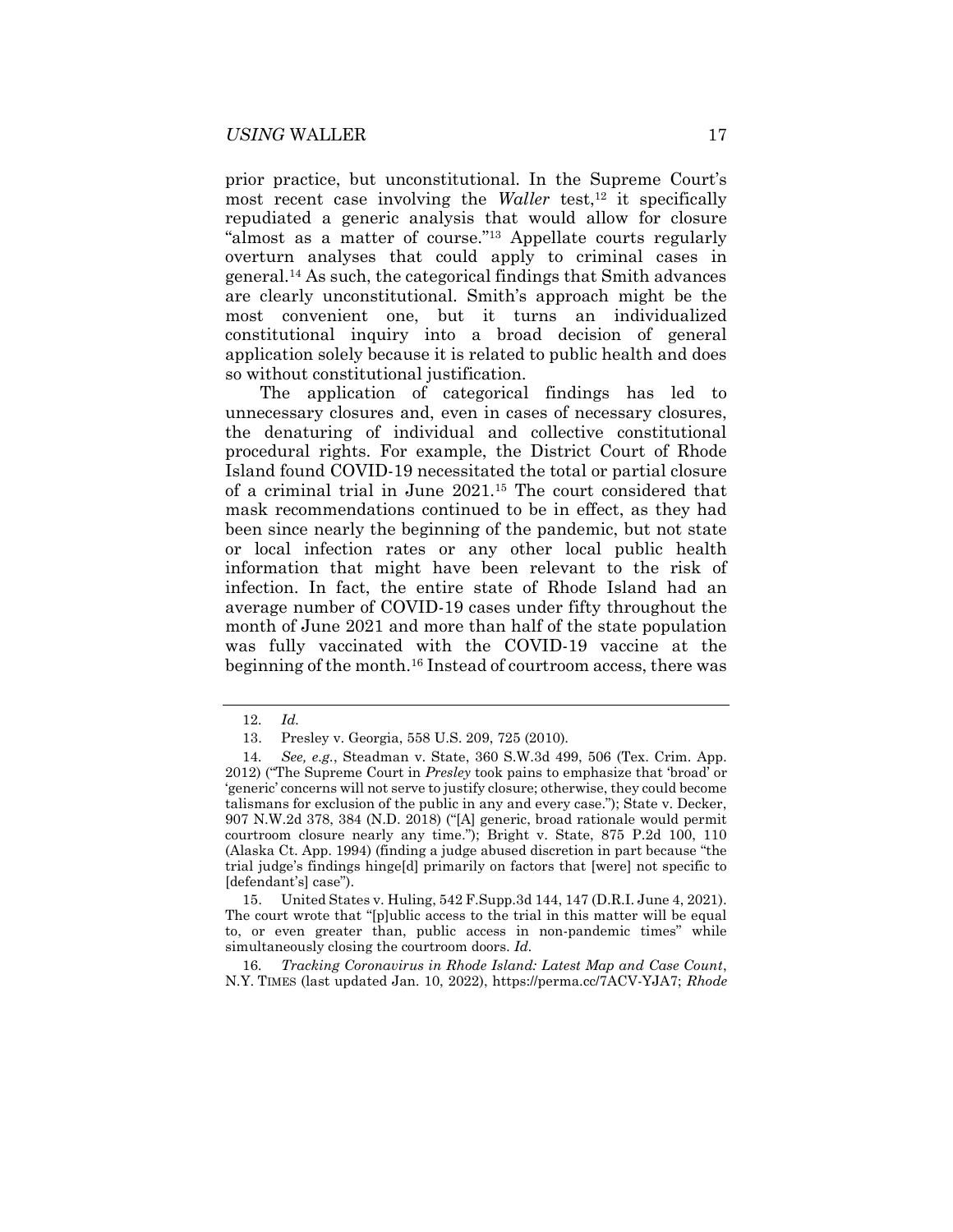prior practice, but unconstitutional. In the Supreme Court's most recent case involving the *Waller* test,[12] it specifically repudiated a generic analysis that would allow for closure "almost as a matter of course."[13] Appellate courts regularly overturn analyses that could apply to criminal cases in general.[14] As such, the categorical findings that Smith advances are clearly unconstitutional. Smith's approach might be the most convenient one, but it turns an individualized constitutional inquiry into a broad decision of general application solely because it is related to public health and does so without constitutional justification.

The application of categorical findings has led to unnecessary closures and, even in cases of necessary closures, the denaturing of individual and collective constitutional procedural rights. For example, the District Court of Rhode Island found COVID-19 necessitated the total or partial closure of a criminal trial in June 2021.[15] The court considered that mask recommendations continued to be in effect, as they had been since nearly the beginning of the pandemic, but not state or local infection rates or any other local public health information that might have been relevant to the risk of infection. In fact, the entire state of Rhode Island had an average number of COVID-19 cases under fifty throughout the month of June 2021 and more than half of the state population was fully vaccinated with the COVID-19 vaccine at the beginning of the month.[16] Instead of courtroom access, there was

---

12. *Id.*

13. Presley v. Georgia, 558 U.S. 209, 725 (2010).

14. *See, e.g.*, Steadman v. State, 360 S.W.3d 499, 506 (Tex. Crim. App. 2012) ("The Supreme Court in *Presley* took pains to emphasize that 'broad' or 'generic' concerns will not serve to justify closure; otherwise, they could become talismans for exclusion of the public in any and every case."); State v. Decker, 907 N.W.2d 378, 384 (N.D. 2018) ("[A] generic, broad rationale would permit courtroom closure nearly any time."); Bright v. State, 875 P.2d 100, 110 (Alaska Ct. App. 1994) (finding a judge abused discretion in part because "the trial judge's findings hinge[d] primarily on factors that [were] not specific to [defendant's] case").

15. United States v. Huling, 542 F.Supp.3d 144, 147 (D.R.I. June 4, 2021). The court wrote that "[p]ublic access to the trial in this matter will be equal to, or even greater than, public access in non-pandemic times" while simultaneously closing the courtroom doors. *Id.*

16. *Tracking Coronavirus in Rhode Island: Latest Map and Case Count*, N.Y. TIMES (last updated Jan. 10, 2022), https://perma.cc/7ACV-YJA7; *Rhode*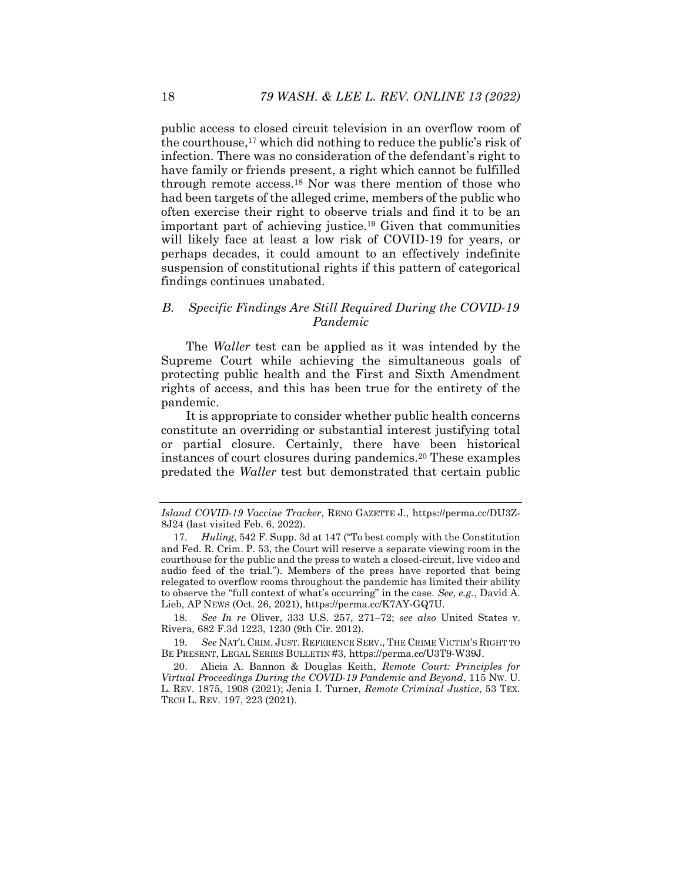public access to closed circuit television in an overflow room of the courthouse,[17] which did nothing to reduce the public's risk of infection. There was no consideration of the defendant's right to have family or friends present, a right which cannot be fulfilled through remote access.[18] Nor was there mention of those who had been targets of the alleged crime, members of the public who often exercise their right to observe trials and find it to be an important part of achieving justice.[19] Given that communities will likely face at least a low risk of COVID-19 for years, or perhaps decades, it could amount to an effectively indefinite suspension of constitutional rights if this pattern of categorical findings continues unabated.

### *B. Specific Findings Are Still Required During the COVID-19 Pandemic*

The *Waller* test can be applied as it was intended by the Supreme Court while achieving the simultaneous goals of protecting public health and the First and Sixth Amendment rights of access, and this has been true for the entirety of the pandemic.

It is appropriate to consider whether public health concerns constitute an overriding or substantial interest justifying total or partial closure. Certainly, there have been historical instances of court closures during pandemics.[20] These examples predated the *Waller* test but demonstrated that certain public

---

*Island COVID-19 Vaccine Tracker*, RENO GAZETTE J., https://perma.cc/DU3Z-8J24 (last visited Feb. 6, 2022).

17. *Huling*, 542 F. Supp. 3d at 147 ("To best comply with the Constitution and Fed. R. Crim. P. 53, the Court will reserve a separate viewing room in the courthouse for the public and the press to watch a closed-circuit, live video and audio feed of the trial."). Members of the press have reported that being relegated to overflow rooms throughout the pandemic has limited their ability to observe the "full context of what's occurring" in the case. *See, e.g.*, David A. Lieb, AP NEWS (Oct. 26, 2021), https://perma.cc/K7AY-GQ7U.

18. *See In re* Oliver, 333 U.S. 257, 271–72; *see also* United States v. Rivera, 682 F.3d 1223, 1230 (9th Cir. 2012).

19. *See* NAT'L CRIM. JUST. REFERENCE SERV., THE CRIME VICTIM'S RIGHT TO BE PRESENT, LEGAL SERIES BULLETIN #3, https://perma.cc/U3T9-W39J.

20. Alicia A. Bannon & Douglas Keith, *Remote Court: Principles for Virtual Proceedings During the COVID-19 Pandemic and Beyond*, 115 NW. U. L. REV. 1875, 1908 (2021); Jenia I. Turner, *Remote Criminal Justice*, 53 TEX. TECH L. REV. 197, 223 (2021).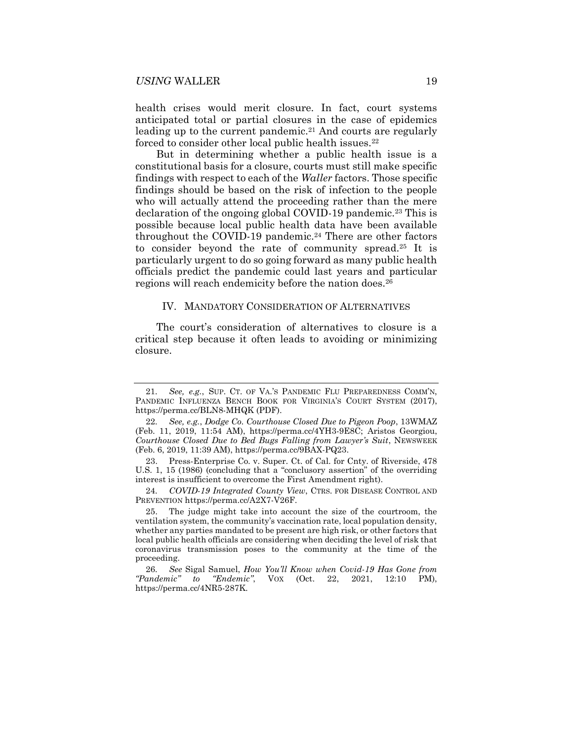health crises would merit closure. In fact, court systems anticipated total or partial closures in the case of epidemics leading up to the current pandemic.[21] And courts are regularly forced to consider other local public health issues.[22]

But in determining whether a public health issue is a constitutional basis for a closure, courts must still make specific findings with respect to each of the *Waller* factors. Those specific findings should be based on the risk of infection to the people who will actually attend the proceeding rather than the mere declaration of the ongoing global COVID-19 pandemic.[23] This is possible because local public health data have been available throughout the COVID-19 pandemic.[24] There are other factors to consider beyond the rate of community spread.[25] It is particularly urgent to do so going forward as many public health officials predict the pandemic could last years and particular regions will reach endemicity before the nation does.[26]

## IV. MANDATORY CONSIDERATION OF ALTERNATIVES

The court's consideration of alternatives to closure is a critical step because it often leads to avoiding or minimizing closure.

---

21. *See, e.g.*, SUP. CT. OF VA.'S PANDEMIC FLU PREPAREDNESS COMM'N, PANDEMIC INFLUENZA BENCH BOOK FOR VIRGINIA'S COURT SYSTEM (2017), https://perma.cc/BLN8-MHQK (PDF).

22. *See, e.g.*, *Dodge Co. Courthouse Closed Due to Pigeon Poop*, 13WMAZ (Feb. 11, 2019, 11:54 AM), https://perma.cc/4YH3-9E8C; Aristos Georgiou, *Courthouse Closed Due to Bed Bugs Falling from Lawyer's Suit*, NEWSWEEK (Feb. 6, 2019, 11:39 AM), https://perma.cc/9BAX-PQ23.

23. Press-Enterprise Co. v. Super. Ct. of Cal. for Cnty. of Riverside, 478 U.S. 1, 15 (1986) (concluding that a "conclusory assertion" of the overriding interest is insufficient to overcome the First Amendment right).

24. *COVID-19 Integrated County View*, CTRS. FOR DISEASE CONTROL AND PREVENTION https://perma.cc/A2X7-V26F.

25. The judge might take into account the size of the courtroom, the ventilation system, the community's vaccination rate, local population density, whether any parties mandated to be present are high risk, or other factors that local public health officials are considering when deciding the level of risk that coronavirus transmission poses to the community at the time of the proceeding.

26. *See* Sigal Samuel, *How You'll Know when Covid-19 Has Gone from "Pandemic" to "Endemic"*, VOX (Oct. 22, 2021, 12:10 PM), https://perma.cc/4NR5-287K.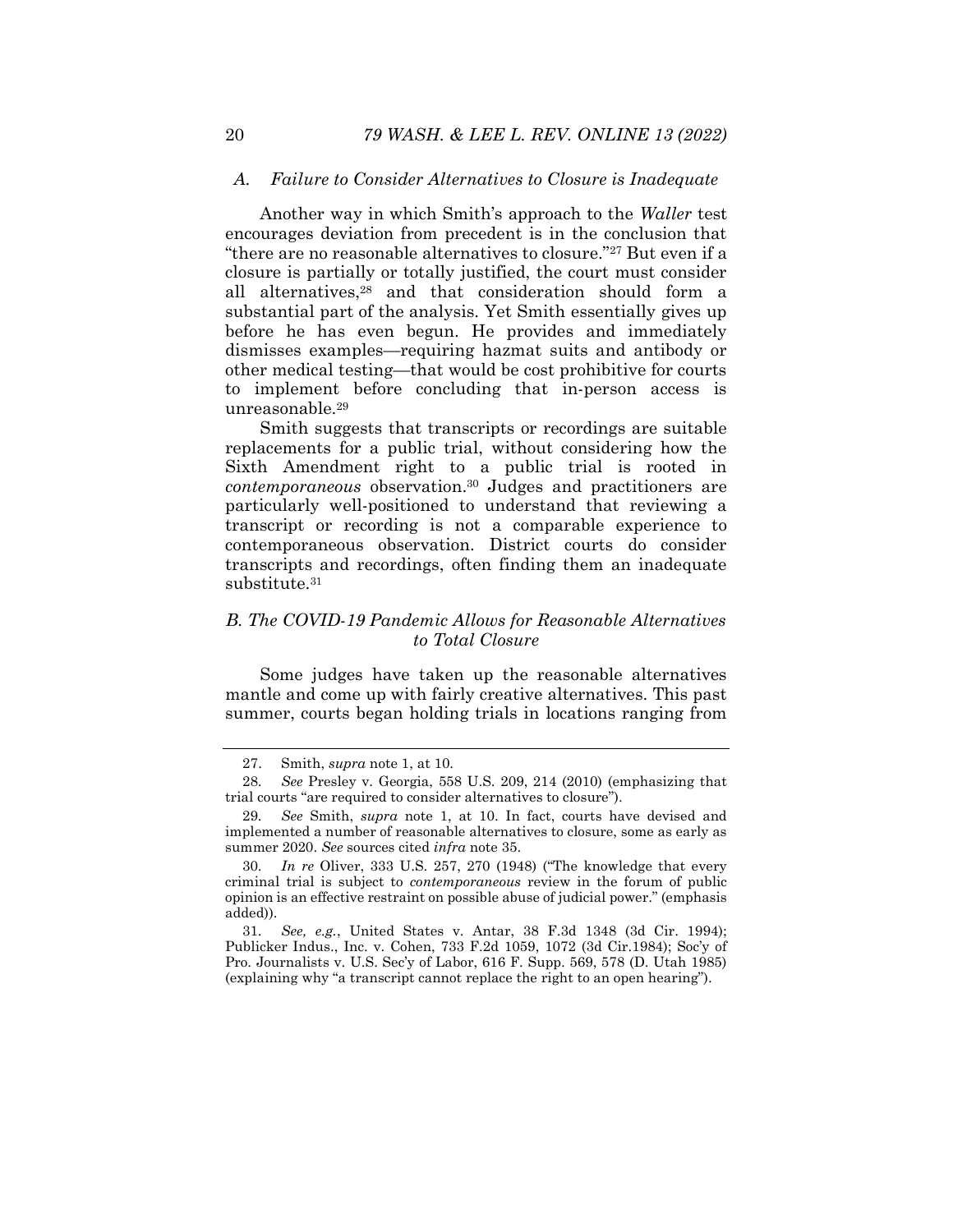### *A. Failure to Consider Alternatives to Closure is Inadequate*

Another way in which Smith's approach to the *Waller* test encourages deviation from precedent is in the conclusion that "there are no reasonable alternatives to closure."[27] But even if a closure is partially or totally justified, the court must consider all alternatives,[28] and that consideration should form a substantial part of the analysis. Yet Smith essentially gives up before he has even begun. He provides and immediately dismisses examples—requiring hazmat suits and antibody or other medical testing—that would be cost prohibitive for courts to implement before concluding that in-person access is unreasonable.[29]

Smith suggests that transcripts or recordings are suitable replacements for a public trial, without considering how the Sixth Amendment right to a public trial is rooted in *contemporaneous* observation.[30] Judges and practitioners are particularly well-positioned to understand that reviewing a transcript or recording is not a comparable experience to contemporaneous observation. District courts do consider transcripts and recordings, often finding them an inadequate substitute.[31]

### *B. The COVID-19 Pandemic Allows for Reasonable Alternatives to Total Closure*

Some judges have taken up the reasonable alternatives mantle and come up with fairly creative alternatives. This past summer, courts began holding trials in locations ranging from

---

27. Smith, *supra* note 1, at 10.

28. *See* Presley v. Georgia, 558 U.S. 209, 214 (2010) (emphasizing that trial courts "are required to consider alternatives to closure").

29. *See* Smith, *supra* note 1, at 10. In fact, courts have devised and implemented a number of reasonable alternatives to closure, some as early as summer 2020. *See* sources cited *infra* note 35.

30. *In re* Oliver, 333 U.S. 257, 270 (1948) ("The knowledge that every criminal trial is subject to *contemporaneous* review in the forum of public opinion is an effective restraint on possible abuse of judicial power." (emphasis added)).

31. *See, e.g.*, United States v. Antar, 38 F.3d 1348 (3d Cir. 1994); Publicker Indus., Inc. v. Cohen, 733 F.2d 1059, 1072 (3d Cir.1984); Soc'y of Pro. Journalists v. U.S. Sec'y of Labor, 616 F. Supp. 569, 578 (D. Utah 1985) (explaining why "a transcript cannot replace the right to an open hearing").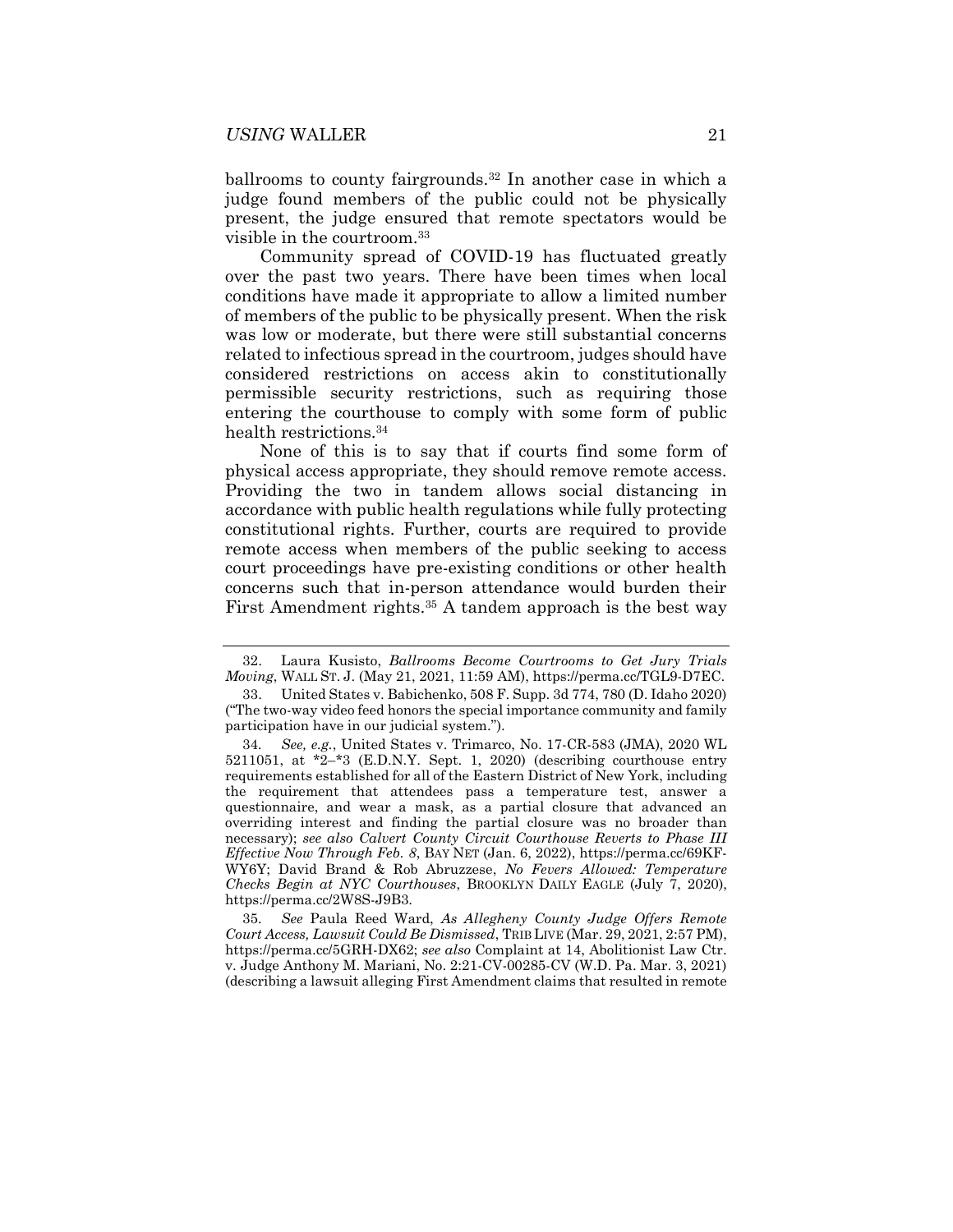ballrooms to county fairgrounds.[32] In another case in which a judge found members of the public could not be physically present, the judge ensured that remote spectators would be visible in the courtroom.[33]

Community spread of COVID-19 has fluctuated greatly over the past two years. There have been times when local conditions have made it appropriate to allow a limited number of members of the public to be physically present. When the risk was low or moderate, but there were still substantial concerns related to infectious spread in the courtroom, judges should have considered restrictions on access akin to constitutionally permissible security restrictions, such as requiring those entering the courthouse to comply with some form of public health restrictions.[34]

None of this is to say that if courts find some form of physical access appropriate, they should remove remote access. Providing the two in tandem allows social distancing in accordance with public health regulations while fully protecting constitutional rights. Further, courts are required to provide remote access when members of the public seeking to access court proceedings have pre-existing conditions or other health concerns such that in-person attendance would burden their First Amendment rights.[35] A tandem approach is the best way

---

32. Laura Kusisto, *Ballrooms Become Courtrooms to Get Jury Trials Moving*, WALL ST. J. (May 21, 2021, 11:59 AM), https://perma.cc/TGL9-D7EC.

33. United States v. Babichenko, 508 F. Supp. 3d 774, 780 (D. Idaho 2020) ("The two-way video feed honors the special importance community and family participation have in our judicial system.").

34. *See, e.g.*, United States v. Trimarco, No. 17-CR-583 (JMA), 2020 WL 5211051, at *2–*3 (E.D.N.Y. Sept. 1, 2020) (describing courthouse entry requirements established for all of the Eastern District of New York, including the requirement that attendees pass a temperature test, answer a questionnaire, and wear a mask, as a partial closure that advanced an overriding interest and finding the partial closure was no broader than necessary); *see also Calvert County Circuit Courthouse Reverts to Phase III Effective Now Through Feb. 8*, BAY NET (Jan. 6, 2022), https://perma.cc/69KF-WY6Y; David Brand & Rob Abruzzese, *No Fevers Allowed: Temperature Checks Begin at NYC Courthouses*, BROOKLYN DAILY EAGLE (July 7, 2020), https://perma.cc/2W8S-J9B3.

35. *See* Paula Reed Ward, *As Allegheny County Judge Offers Remote Court Access, Lawsuit Could Be Dismissed*, TRIB LIVE (Mar. 29, 2021, 2:57 PM), https://perma.cc/5GRH-DX62; *see also* Complaint at 14, Abolitionist Law Ctr. v. Judge Anthony M. Mariani, No. 2:21-CV-00285-CV (W.D. Pa. Mar. 3, 2021) (describing a lawsuit alleging First Amendment claims that resulted in remote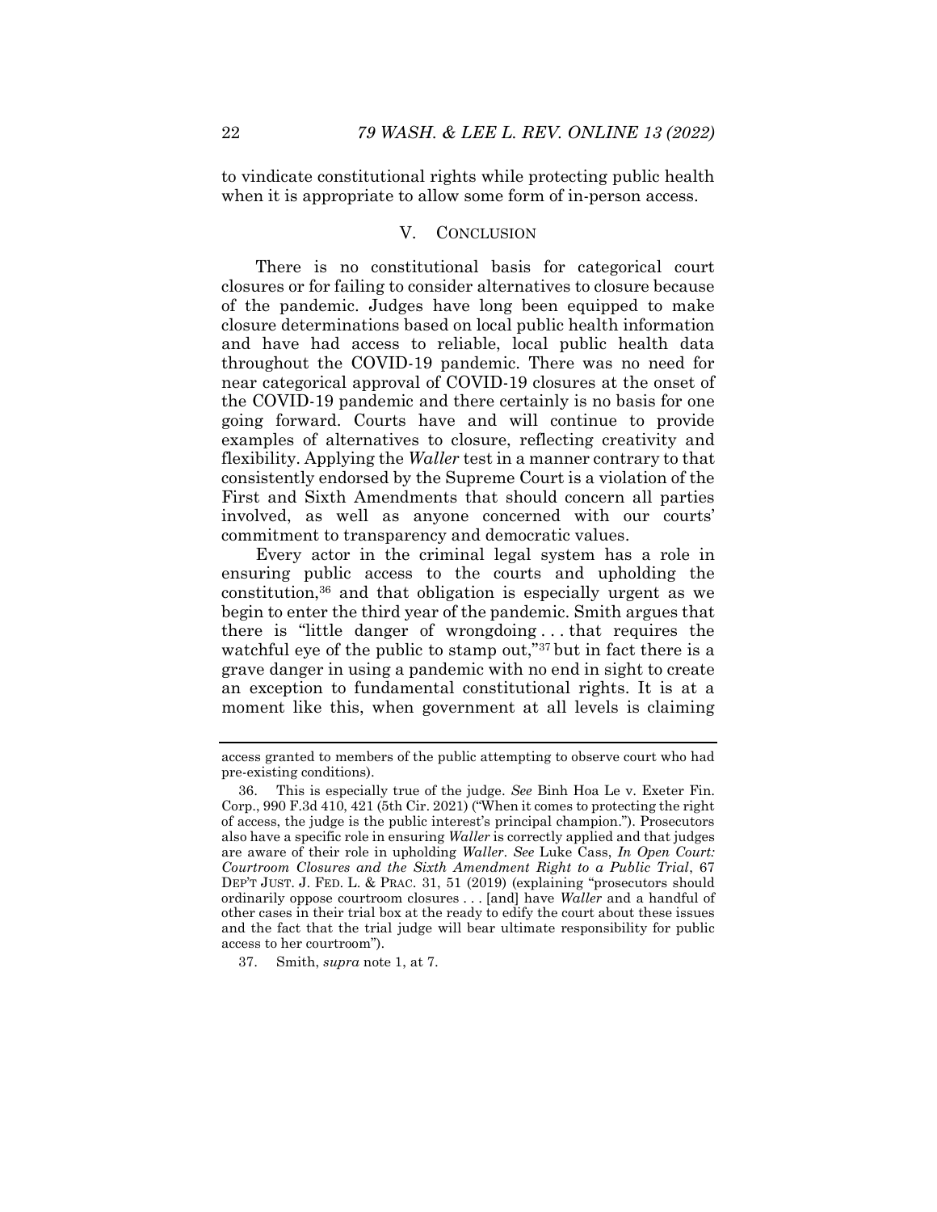to vindicate constitutional rights while protecting public health when it is appropriate to allow some form of in-person access.

## V. CONCLUSION

There is no constitutional basis for categorical court closures or for failing to consider alternatives to closure because of the pandemic. Judges have long been equipped to make closure determinations based on local public health information and have had access to reliable, local public health data throughout the COVID-19 pandemic. There was no need for near categorical approval of COVID-19 closures at the onset of the COVID-19 pandemic and there certainly is no basis for one going forward. Courts have and will continue to provide examples of alternatives to closure, reflecting creativity and flexibility. Applying the *Waller* test in a manner contrary to that consistently endorsed by the Supreme Court is a violation of the First and Sixth Amendments that should concern all parties involved, as well as anyone concerned with our courts' commitment to transparency and democratic values.

Every actor in the criminal legal system has a role in ensuring public access to the courts and upholding the constitution,[36] and that obligation is especially urgent as we begin to enter the third year of the pandemic. Smith argues that there is "little danger of wrongdoing . . . that requires the watchful eye of the public to stamp out,"[37] but in fact there is a grave danger in using a pandemic with no end in sight to create an exception to fundamental constitutional rights. It is at a moment like this, when government at all levels is claiming

---

access granted to members of the public attempting to observe court who had pre-existing conditions).

36. This is especially true of the judge. *See* Binh Hoa Le v. Exeter Fin. Corp., 990 F.3d 410, 421 (5th Cir. 2021) ("When it comes to protecting the right of access, the judge is the public interest's principal champion."). Prosecutors also have a specific role in ensuring *Waller* is correctly applied and that judges are aware of their role in upholding *Waller*. *See* Luke Cass, *In Open Court: Courtroom Closures and the Sixth Amendment Right to a Public Trial*, 67 DEP'T JUST. J. FED. L. & PRAC. 31, 51 (2019) (explaining "prosecutors should ordinarily oppose courtroom closures . . . [and] have *Waller* and a handful of other cases in their trial box at the ready to edify the court about these issues and the fact that the trial judge will bear ultimate responsibility for public access to her courtroom").

37. Smith, *supra* note 1, at 7.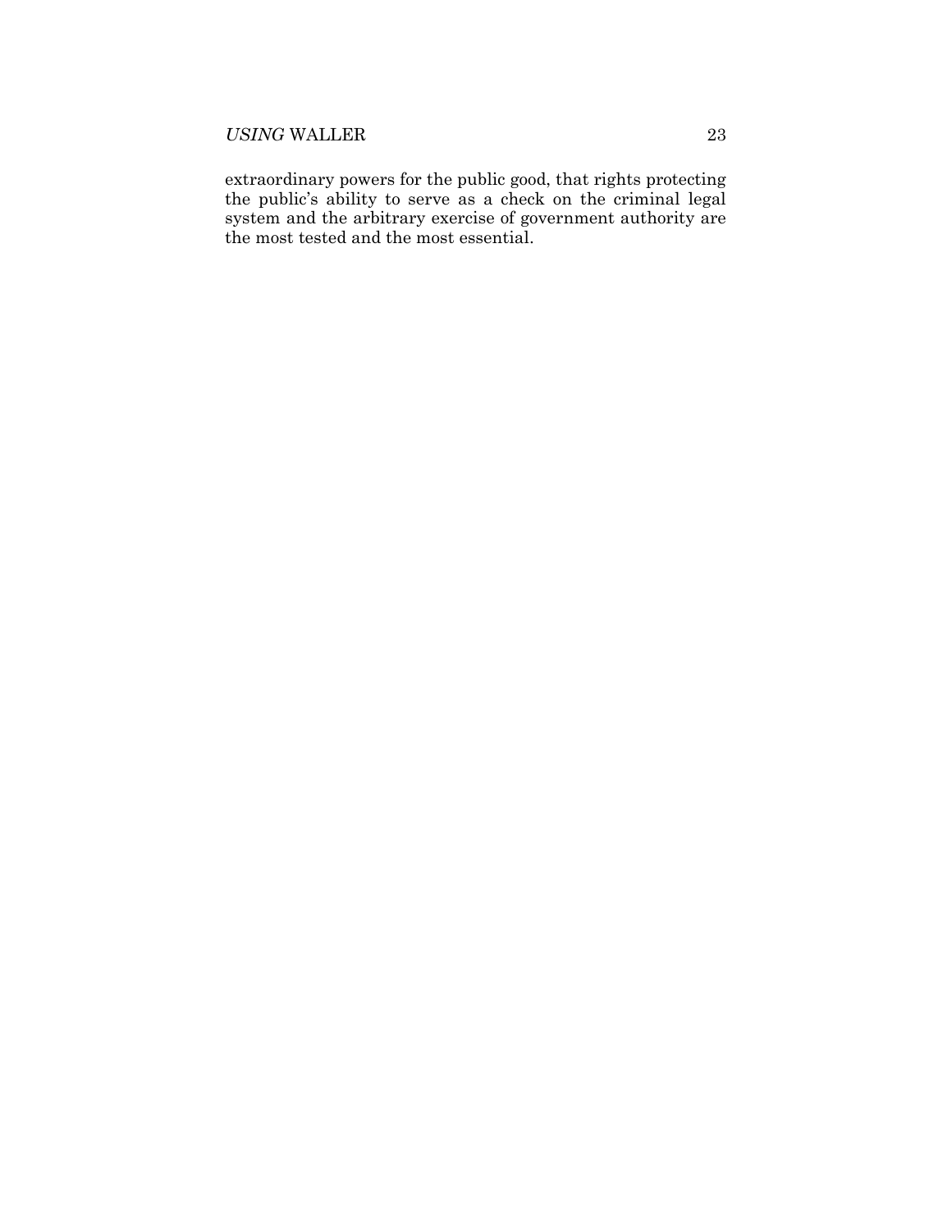extraordinary powers for the public good, that rights protecting the public's ability to serve as a check on the criminal legal system and the arbitrary exercise of government authority are the most tested and the most essential.